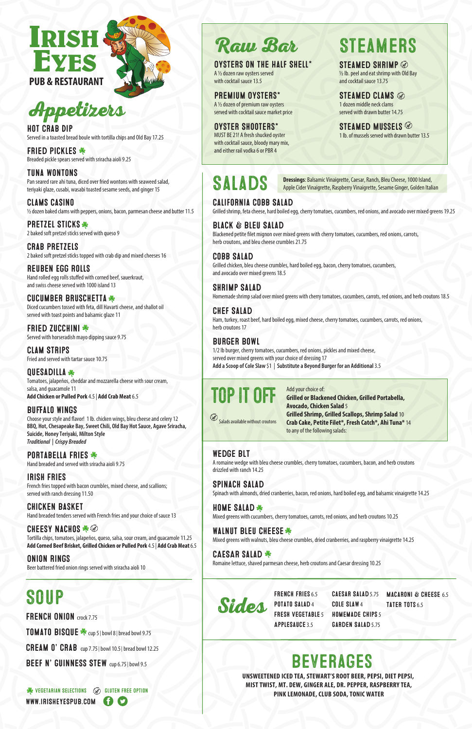# Irish Eyes
## Pub & Restaurant

## Appetizers

### HOT CRAB DIP
Served in a toasted bread boule with tortilla chips and Old Bay 17.25

### FRIED PICKLES ☘
Breaded pickle spears served with sriracha aioli 9.25

### TUNA WONTONS
Pan seared rare ahi tuna, diced over fried wontons with seaweed salad, teriyaki glaze, cusabi, wasabi toasted sesame seeds, and ginger 15

### CLAMS CASINO
½ dozen baked clams with peppers, onions, bacon, parmesan cheese and butter 11.5

### PRETZEL STICKS ☘
2 baked soft pretzel sticks served with queso 9

### CRAB PRETZELS
2 baked soft pretzel sticks topped with crab dip and mixed cheeses 16

### REUBEN EGG ROLLS
Hand rolled egg rolls stuffed with corned beef, sauerkraut, and swiss cheese served with 1000 island 13

### CUCUMBER BRUSCHETTA ☘
Diced cucumbers tossed with feta, dill Havarti cheese, and shallot oil served with toast points and balsamic glaze 11

### FRIED ZUCCHINI ☘
Served with horseradish mayo dipping sauce 9.75

### CLAM STRIPS
Fried and served with tartar sauce 10.75

### QUESADILLA ☘
Tomatoes, jalapeños, cheddar and mozzarella cheese with sour cream, salsa, and guacamole 11
**Add Chicken or Pulled Pork** 4.5 | **Add Crab Meat** 6.5

### BUFFALO WINGS
Choose your style and flavor! 1 lb. chicken wings, bleu cheese and celery 12
**BBQ, Hot, Chesapeake Bay, Sweet Chili, Old Bay Hot Sauce, Agave Sriracha, Suicide, Honey Teriyaki, Milton Style**
*Traditional | Crispy Breaded*

### PORTABELLA FRIES ☘
Hand breaded and served with sriracha aioli 9.75

### IRISH FRIES
French fries topped with bacon crumbles, mixed cheese, and scallions; served with ranch dressing 11.50

### CHICKEN BASKET
Hand breaded tenders served with French fries and your choice of sauce 13

### CHEESY NACHOS ☘ (GF)
Tortilla chips, tomatoes, jalapeños, queso, salsa, sour cream, and guacamole 11.25
**Add Corned Beef Brisket, Grilled Chicken or Pulled Pork** 4.5 | **Add Crab Meat** 6.5

### ONION RINGS
Beer battered fried onion rings served with sriracha aioli 10

## SOUP

**FRENCH ONION** crock 7.75

**TOMATO BISQUE** ☘ cup 5 | bowl 8 | bread bowl 9.75

**CREAM O' CRAB** cup 7.75 | bowl 10.5 | bread bowl 12.25

**BEEF N' GUINNESS STEW** cup 6.75 | bowl 9.5

☘ VEGETARIAN SELECTIONS (GF) GLUTEN FREE OPTION

WWW.IRISHEYESPUB.COM

## Raw Bar

### OYSTERS ON THE HALF SHELL*
A ½ dozen raw oysters served with cocktail sauce 13.5

### PREMIUM OYSTERS*
A ½ dozen of premium raw oysters served with cocktail sauce market price

### OYSTER SHOOTERS*
MUST BE 21! A fresh shucked oyster with cocktail sauce, bloody mary mix, and either rail vodka 6 or PBR 4

## STEAMERS

### STEAMED SHRIMP (GF)
½ lb. peel and eat shrimp with Old Bay and cocktail sauce 13.75

### STEAMED CLAMS (GF)
1 dozen middle neck clams served with drawn butter 14.75

### STEAMED MUSSELS (GF)
1 lb. of mussels served with drawn butter 13.5

## SALADS

**Dressings**: Balsamic Vinaigrette, Caesar, Ranch, Bleu Cheese, 1000 Island, Apple Cider Vinaigrette, Raspberry Vinaigrette, Sesame Ginger, Golden Italian

### CALIFORNIA COBB SALAD
Grilled shrimp, feta cheese, hard boiled egg, cherry tomatoes, cucumbers, red onions, and avocado over mixed greens 19.25

### BLACK & BLEU SALAD
Blackened petite filet mignon over mixed greens with cherry tomatoes, cucumbers, red onions, carrots, herb croutons, and bleu cheese crumbles 21.75

### COBB SALAD
Grilled chicken, bleu cheese crumbles, hard boiled egg, bacon, cherry tomatoes, cucumbers, and avocado over mixed greens 18.5

### SHRIMP SALAD
Homemade shrimp salad over mixed greens with cherry tomatoes, cucumbers, carrots, red onions, and herb croutons 18.5

### CHEF SALAD
Ham, turkey, roast beef, hard boiled egg, mixed cheese, cherry tomatoes, cucumbers, carrots, red onions, herb croutons 17

### BURGER BOWL
1/2 lb burger, cherry tomatoes, cucumbers, red onions, pickles and mixed cheese, served over mixed greens with your choice of dressing 17
**Add a Scoop of Cole Slaw** $1 | **Substitute a Beyond Burger for an Additional** 3.5

## TOP IT OFF

Add your choice of:
**Grilled or Blackened Chicken, Grilled Portabella, Avocado, Chicken Salad** 5
**Grilled Shrimp, Grilled Scallops, Shrimp Salad** 10
**Crab Cake, Petite Filet*, Fresh Catch*, Ahi Tuna*** 14
to any of the following salads:

(GF) Salads available without croutons

### WEDGE BLT
A romaine wedge with bleu cheese crumbles, cherry tomatoes, cucumbers, bacon, and herb croutons drizzled with ranch 14.25

### SPINACH SALAD
Spinach with almonds, dried cranberries, bacon, red onions, hard boiled egg, and balsamic vinaigrette 14.25

### HOME SALAD ☘
Mixed greens with cucumbers, cherry tomatoes, carrots, red onions, and herb croutons 10.25

### WALNUT BLEU CHEESE ☘
Mixed greens with walnuts, bleu cheese crumbles, dried cranberries, and raspberry vinaigrette 14.25

### CAESAR SALAD ☘
Romaine lettuce, shaved parmesan cheese, herb croutons and Caesar dressing 10.25

## Sides

- **FRENCH FRIES** 6.5
- **POTATO SALAD** 4
- **FRESH VEGETABLE** 5
- **APPLESAUCE** 3.5
- **CAESAR SALAD** 5.75
- **COLE SLAW** 4
- **HOMEMADE CHIPS** 5
- **GARDEN SALAD** 5.75
- **MACARONI & CHEESE** 6.5
- **TATER TOTS** 6.5

## BEVERAGES

**UNSWEETENED ICED TEA, STEWART'S ROOT BEER, PEPSI, DIET PEPSI, MIST TWIST, MT. DEW, GINGER ALE, DR. PEPPER, RASPBERRY TEA, PINK LEMONADE, CLUB SODA, TONIC WATER**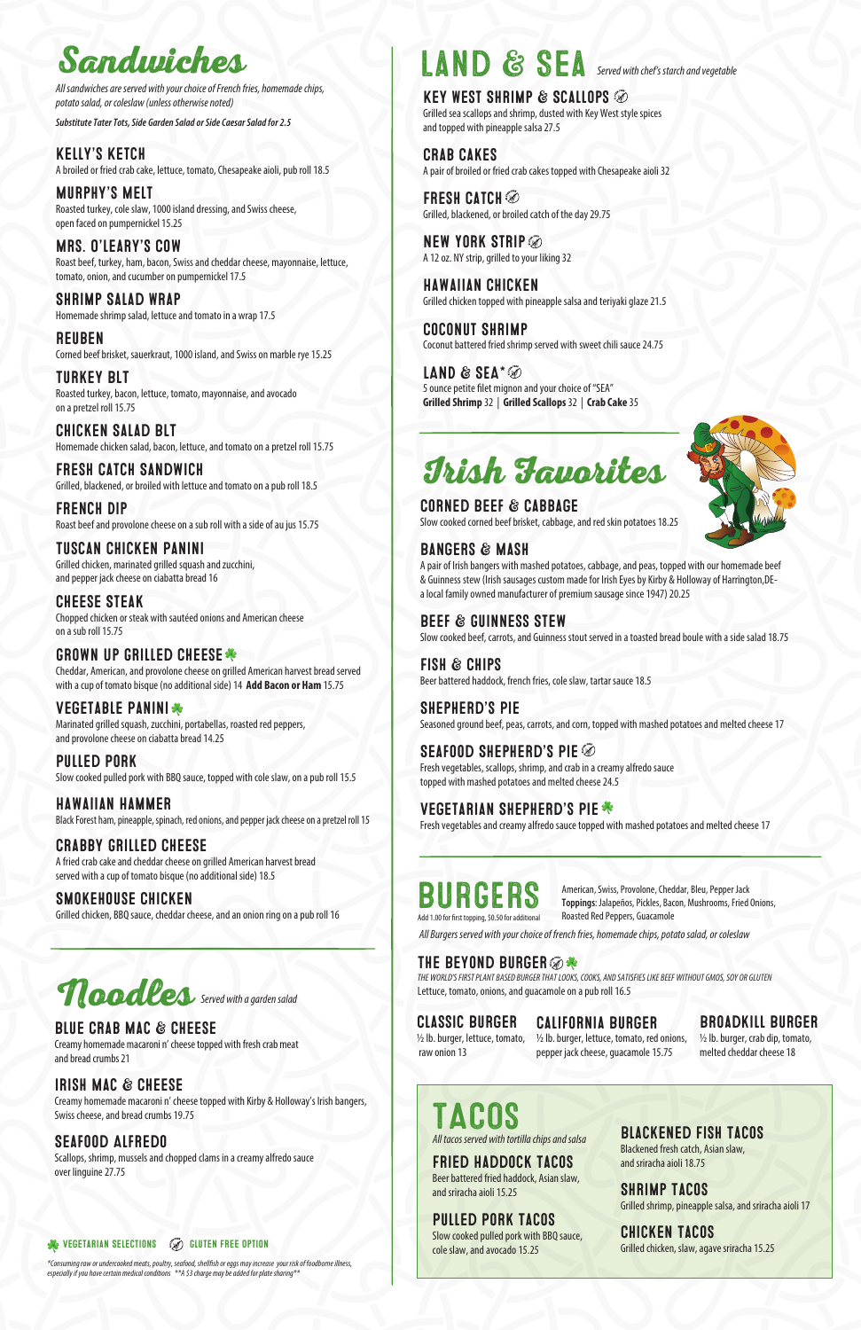# Sandwiches

*All sandwiches are served with your choice of French fries, homemade chips, potato salad, or coleslaw (unless otherwise noted)*

***Substitute Tater Tots, Side Garden Salad or Side Caesar Salad for 2.5***

### KELLY'S KETCH
A broiled or fried crab cake, lettuce, tomato, Chesapeake aioli, pub roll 18.5

### MURPHY'S MELT
Roasted turkey, cole slaw, 1000 island dressing, and Swiss cheese, open faced on pumpernickel 15.25

### MRS. O'LEARY'S COW
Roast beef, turkey, ham, bacon, Swiss and cheddar cheese, mayonnaise, lettuce, tomato, onion, and cucumber on pumpernickel 17.5

### SHRIMP SALAD WRAP
Homemade shrimp salad, lettuce and tomato in a wrap 17.5

### REUBEN
Corned beef brisket, sauerkraut, 1000 island, and Swiss on marble rye 15.25

### TURKEY BLT
Roasted turkey, bacon, lettuce, tomato, mayonnaise, and avocado on a pretzel roll 15.75

### CHICKEN SALAD BLT
Homemade chicken salad, bacon, lettuce, and tomato on a pretzel roll 15.75

### FRESH CATCH SANDWICH
Grilled, blackened, or broiled with lettuce and tomato on a pub roll 18.5

### FRENCH DIP
Roast beef and provolone cheese on a sub roll with a side of au jus 15.75

### TUSCAN CHICKEN PANINI
Grilled chicken, marinated grilled squash and zucchini, and pepper jack cheese on ciabatta bread 16

### CHEESE STEAK
Chopped chicken or steak with sautéed onions and American cheese on a sub roll 15.75

### GROWN UP GRILLED CHEESE ☘
Cheddar, American, and provolone cheese on grilled American harvest bread served with a cup of tomato bisque (no additional side) 14 **Add Bacon or Ham** 15.75

### VEGETABLE PANINI ☘
Marinated grilled squash, zucchini, portabellas, roasted red peppers, and provolone cheese on ciabatta bread 14.25

### PULLED PORK
Slow cooked pulled pork with BBQ sauce, topped with cole slaw, on a pub roll 15.5

### HAWAIIAN HAMMER
Black Forest ham, pineapple, spinach, red onions, and pepper jack cheese on a pretzel roll 15

### CRABBY GRILLED CHEESE
A fried crab cake and cheddar cheese on grilled American harvest bread served with a cup of tomato bisque (no additional side) 18.5

### SMOKEHOUSE CHICKEN
Grilled chicken, BBQ sauce, cheddar cheese, and an onion ring on a pub roll 16

# Noodles
*Served with a garden salad*

### BLUE CRAB MAC & CHEESE
Creamy homemade macaroni n' cheese topped with fresh crab meat and bread crumbs 21

### IRISH MAC & CHEESE
Creamy homemade macaroni n' cheese topped with Kirby & Holloway's Irish bangers, Swiss cheese, and bread crumbs 19.75

### SEAFOOD ALFREDO
Scallops, shrimp, mussels and chopped clams in a creamy alfredo sauce over linguine 27.75

☘ VEGETARIAN SELECTIONS (GF) GLUTEN FREE OPTION

*\*Consuming raw or undercooked meats, poultry, seafood, shellfish or eggs may increase your risk of foodborne illness, especially if you have certain medical conditions \*\*A $3 charge may be added for plate sharing\*\**

# LAND & SEA
*Served with chef's starch and vegetable*

### KEY WEST SHRIMP & SCALLOPS (GF)
Grilled sea scallops and shrimp, dusted with Key West style spices and topped with pineapple salsa 27.5

### CRAB CAKES
A pair of broiled or fried crab cakes topped with Chesapeake aioli 32

### FRESH CATCH (GF)
Grilled, blackened, or broiled catch of the day 29.75

### NEW YORK STRIP (GF)
A 12 oz. NY strip, grilled to your liking 32

### HAWAIIAN CHICKEN
Grilled chicken topped with pineapple salsa and teriyaki glaze 21.5

### COCONUT SHRIMP
Coconut battered fried shrimp served with sweet chili sauce 24.75

### LAND & SEA* (GF)
5 ounce petite filet mignon and your choice of "SEA"
**Grilled Shrimp** 32 | **Grilled Scallops** 32 | **Crab Cake** 35

# Irish Favorites

### CORNED BEEF & CABBAGE
Slow cooked corned beef brisket, cabbage, and red skin potatoes 18.25

### BANGERS & MASH
A pair of Irish bangers with mashed potatoes, cabbage, and peas, topped with our homemade beef & Guinness stew (Irish sausages custom made for Irish Eyes by Kirby & Holloway of Harrington, DE- a local family owned manufacturer of premium sausage since 1947) 20.25

### BEEF & GUINNESS STEW
Slow cooked beef, carrots, and Guinness stout served in a toasted bread boule with a side salad 18.75

### FISH & CHIPS
Beer battered haddock, french fries, cole slaw, tartar sauce 18.5

### SHEPHERD'S PIE
Seasoned ground beef, peas, carrots, and corn, topped with mashed potatoes and melted cheese 17

### SEAFOOD SHEPHERD'S PIE (GF)
Fresh vegetables, scallops, shrimp, and crab in a creamy alfredo sauce topped with mashed potatoes and melted cheese 24.5

### VEGETARIAN SHEPHERD'S PIE ☘
Fresh vegetables and creamy alfredo sauce topped with mashed potatoes and melted cheese 17

# BURGERS

Add 1.00 for first topping, $0.50 for additional

American, Swiss, Provolone, Cheddar, Bleu, Pepper Jack
**Toppings**: Jalapeños, Pickles, Bacon, Mushrooms, Fried Onions, Roasted Red Peppers, Guacamole

*All Burgers served with your choice of french fries, homemade chips, potato salad, or coleslaw*

### THE BEYOND BURGER (GF) ☘
*THE WORLD'S FIRST PLANT BASED BURGER THAT LOOKS, COOKS, AND SATISFIES LIKE BEEF WITHOUT GMOS, SOY OR GLUTEN*
Lettuce, tomato, onions, and guacamole on a pub roll 16.5

### CLASSIC BURGER
½ lb. burger, lettuce, tomato, raw onion 13

### CALIFORNIA BURGER
½ lb. burger, lettuce, tomato, red onions, pepper jack cheese, guacamole 15.75

### BROADKILL BURGER
½ lb. burger, crab dip, tomato, melted cheddar cheese 18

# TACOS
*All tacos served with tortilla chips and salsa*

### FRIED HADDOCK TACOS
Beer battered fried haddock, Asian slaw, and sriracha aioli 15.25

### PULLED PORK TACOS
Slow cooked pulled pork with BBQ sauce, cole slaw, and avocado 15.25

### BLACKENED FISH TACOS
Blackened fresh catch, Asian slaw, and sriracha aioli 18.75

### SHRIMP TACOS
Grilled shrimp, pineapple salsa, and sriracha aioli 17

### CHICKEN TACOS
Grilled chicken, slaw, agave sriracha 15.25